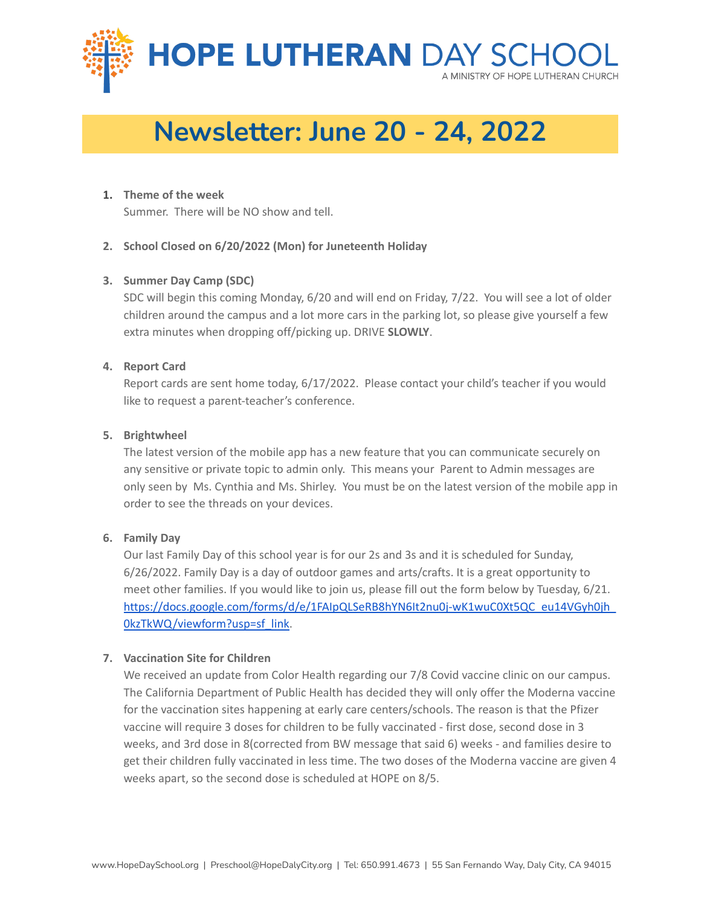# HOPE LUTHERAN DAY SCHOOL

A MINISTRY OF HOPE LUTHERAN CHURCH

## Newsletter: June 20 - 24, 2022

1. **Theme of the week**
   Summer. There will be NO show and tell.

2. **School Closed on 6/20/2022 (Mon) for Juneteenth Holiday**

3. **Summer Day Camp (SDC)**
   SDC will begin this coming Monday, 6/20 and will end on Friday, 7/22. You will see a lot of older children around the campus and a lot more cars in the parking lot, so please give yourself a few extra minutes when dropping off/picking up. DRIVE **SLOWLY**.

4. **Report Card**
   Report cards are sent home today, 6/17/2022. Please contact your child's teacher if you would like to request a parent-teacher's conference.

5. **Brightwheel**
   The latest version of the mobile app has a new feature that you can communicate securely on any sensitive or private topic to admin only. This means your Parent to Admin messages are only seen by Ms. Cynthia and Ms. Shirley. You must be on the latest version of the mobile app in order to see the threads on your devices.

6. **Family Day**
   Our last Family Day of this school year is for our 2s and 3s and it is scheduled for Sunday, 6/26/2022. Family Day is a day of outdoor games and arts/crafts. It is a great opportunity to meet other families. If you would like to join us, please fill out the form below by Tuesday, 6/21. https://docs.google.com/forms/d/e/1FAIpQLSeRB8hYN6It2nu0j-wK1wuC0Xt5QC_eu14VGyh0jh_0kzTkWQ/viewform?usp=sf_link.

7. **Vaccination Site for Children**
   We received an update from Color Health regarding our 7/8 Covid vaccine clinic on our campus. The California Department of Public Health has decided they will only offer the Moderna vaccine for the vaccination sites happening at early care centers/schools. The reason is that the Pfizer vaccine will require 3 doses for children to be fully vaccinated - first dose, second dose in 3 weeks, and 3rd dose in 8(corrected from BW message that said 6) weeks - and families desire to get their children fully vaccinated in less time. The two doses of the Moderna vaccine are given 4 weeks apart, so the second dose is scheduled at HOPE on 8/5.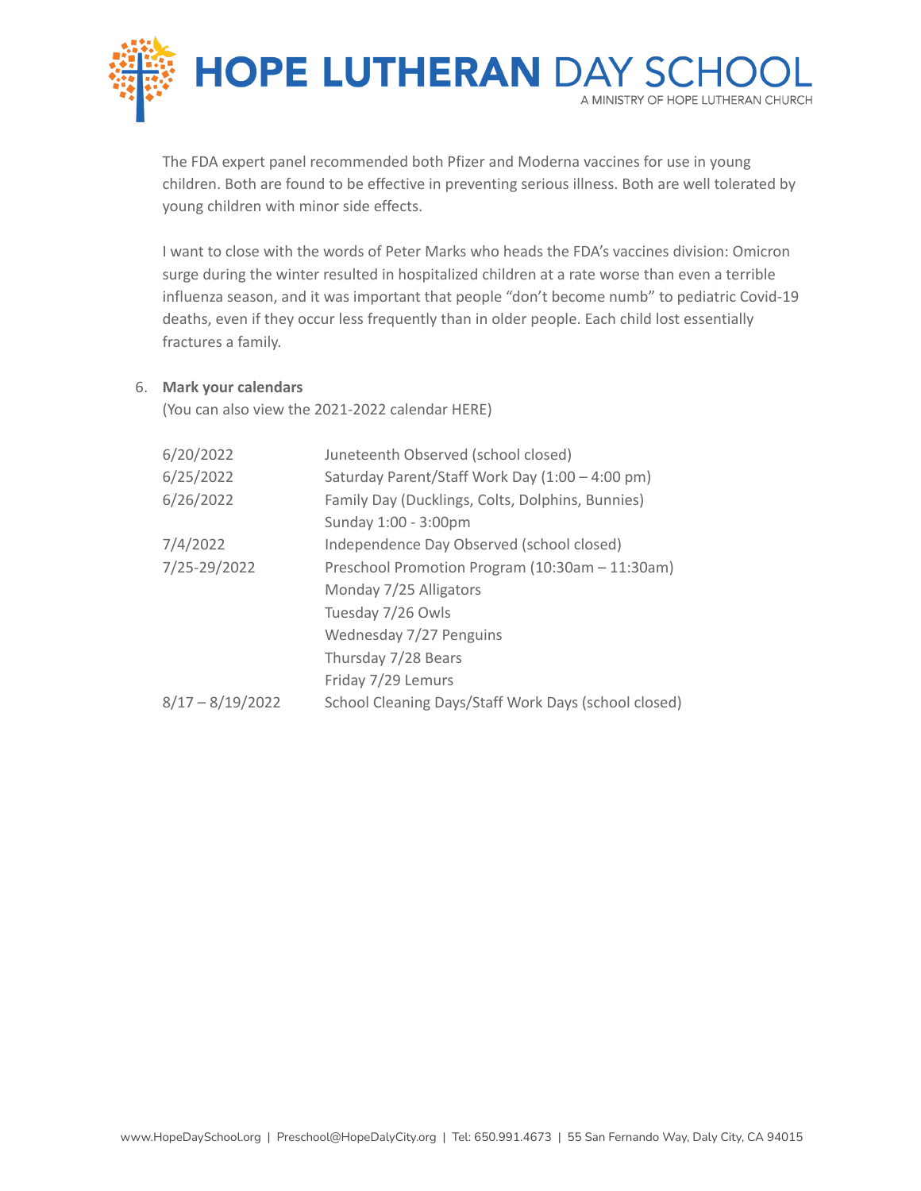The FDA expert panel recommended both Pfizer and Moderna vaccines for use in young children. Both are found to be effective in preventing serious illness. Both are well tolerated by young children with minor side effects.

I want to close with the words of Peter Marks who heads the FDA's vaccines division: Omicron surge during the winter resulted in hospitalized children at a rate worse than even a terrible influenza season, and it was important that people "don't become numb" to pediatric Covid-19 deaths, even if they occur less frequently than in older people. Each child lost essentially fractures a family.

6. **Mark your calendars**
   (You can also view the 2021-2022 calendar HERE)

| | |
|---|---|
| 6/20/2022 | Juneteenth Observed (school closed) |
| 6/25/2022 | Saturday Parent/Staff Work Day (1:00 – 4:00 pm) |
| 6/26/2022 | Family Day (Ducklings, Colts, Dolphins, Bunnies)<br>Sunday 1:00 - 3:00pm |
| 7/4/2022 | Independence Day Observed (school closed) |
| 7/25-29/2022 | Preschool Promotion Program (10:30am – 11:30am)<br>Monday 7/25 Alligators<br>Tuesday 7/26 Owls<br>Wednesday 7/27 Penguins<br>Thursday 7/28 Bears<br>Friday 7/29 Lemurs |
| 8/17 – 8/19/2022 | School Cleaning Days/Staff Work Days (school closed) |